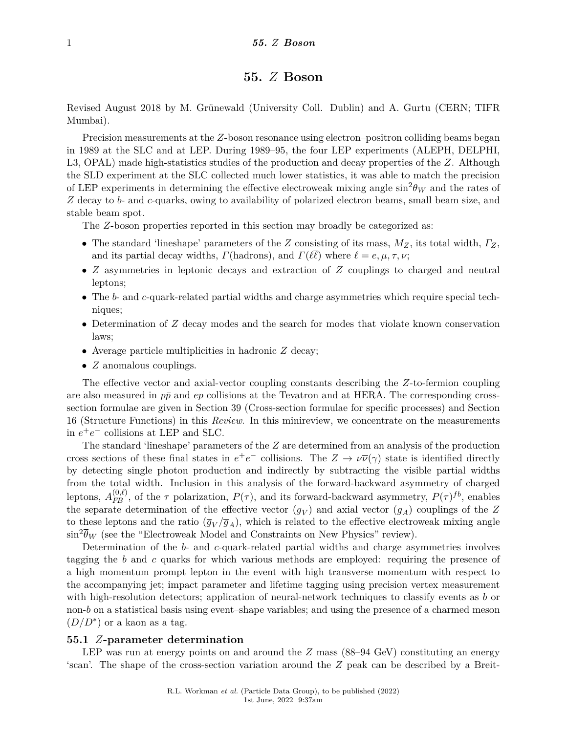# 55. $Z$ Boson

Revised August 2018 by M. Grünewald (University Coll. Dublin) and A. Gurtu (CERN; TIFR Mumbai).

Precision measurements at the $Z$-boson resonance using electron–positron colliding beams began in 1989 at the SLC and at LEP. During 1989–95, the four LEP experiments (ALEPH, DELPHI, L3, OPAL) made high-statistics studies of the production and decay properties of the $Z$. Although the SLD experiment at the SLC collected much lower statistics, it was able to match the precision of LEP experiments in determining the effective electroweak mixing angle $\sin^2\overline{\theta}_W$ and the rates of $Z$ decay to $b$- and $c$-quarks, owing to availability of polarized electron beams, small beam size, and stable beam spot.

The $Z$-boson properties reported in this section may broadly be categorized as:

- The standard 'lineshape' parameters of the $Z$ consisting of its mass, $M_Z$, its total width, $\Gamma_Z$, and its partial decay widths, $\Gamma$(hadrons), and $\Gamma(\ell\overline{\ell})$ where $\ell = e, \mu, \tau, \nu$;
- $Z$ asymmetries in leptonic decays and extraction of $Z$ couplings to charged and neutral leptons;
- The $b$- and $c$-quark-related partial widths and charge asymmetries which require special techniques;
- Determination of $Z$ decay modes and the search for modes that violate known conservation laws;
- Average particle multiplicities in hadronic $Z$ decay;
- $Z$ anomalous couplings.

The effective vector and axial-vector coupling constants describing the $Z$-to-fermion coupling are also measured in $p\overline{p}$ and $ep$ collisions at the Tevatron and at HERA. The corresponding cross-section formulae are given in Section 39 (Cross-section formulae for specific processes) and Section 16 (Structure Functions) in this *Review*. In this minireview, we concentrate on the measurements in $e^+e^-$ collisions at LEP and SLC.

The standard 'lineshape' parameters of the $Z$ are determined from an analysis of the production cross sections of these final states in $e^+e^-$ collisions. The $Z \to \nu\overline{\nu}(\gamma)$ state is identified directly by detecting single photon production and indirectly by subtracting the visible partial widths from the total width. Inclusion in this analysis of the forward-backward asymmetry of charged leptons, $A_{FB}^{(0,\ell)}$, of the $\tau$ polarization, $P(\tau)$, and its forward-backward asymmetry, $P(\tau)^{fb}$, enables the separate determination of the effective vector ($\overline{g}_V$) and axial vector ($\overline{g}_A$) couplings of the $Z$ to these leptons and the ratio ($\overline{g}_V/\overline{g}_A$), which is related to the effective electroweak mixing angle $\sin^2\overline{\theta}_W$ (see the "Electroweak Model and Constraints on New Physics" review).

Determination of the $b$- and $c$-quark-related partial widths and charge asymmetries involves tagging the $b$ and $c$ quarks for which various methods are employed: requiring the presence of a high momentum prompt lepton in the event with high transverse momentum with respect to the accompanying jet; impact parameter and lifetime tagging using precision vertex measurement with high-resolution detectors; application of neural-network techniques to classify events as $b$ or non-$b$ on a statistical basis using event–shape variables; and using the presence of a charmed meson ($D/D^*$) or a kaon as a tag.

## 55.1 $Z$-parameter determination

LEP was run at energy points on and around the $Z$ mass (88–94 GeV) constituting an energy 'scan'. The shape of the cross-section variation around the $Z$ peak can be described by a Breit-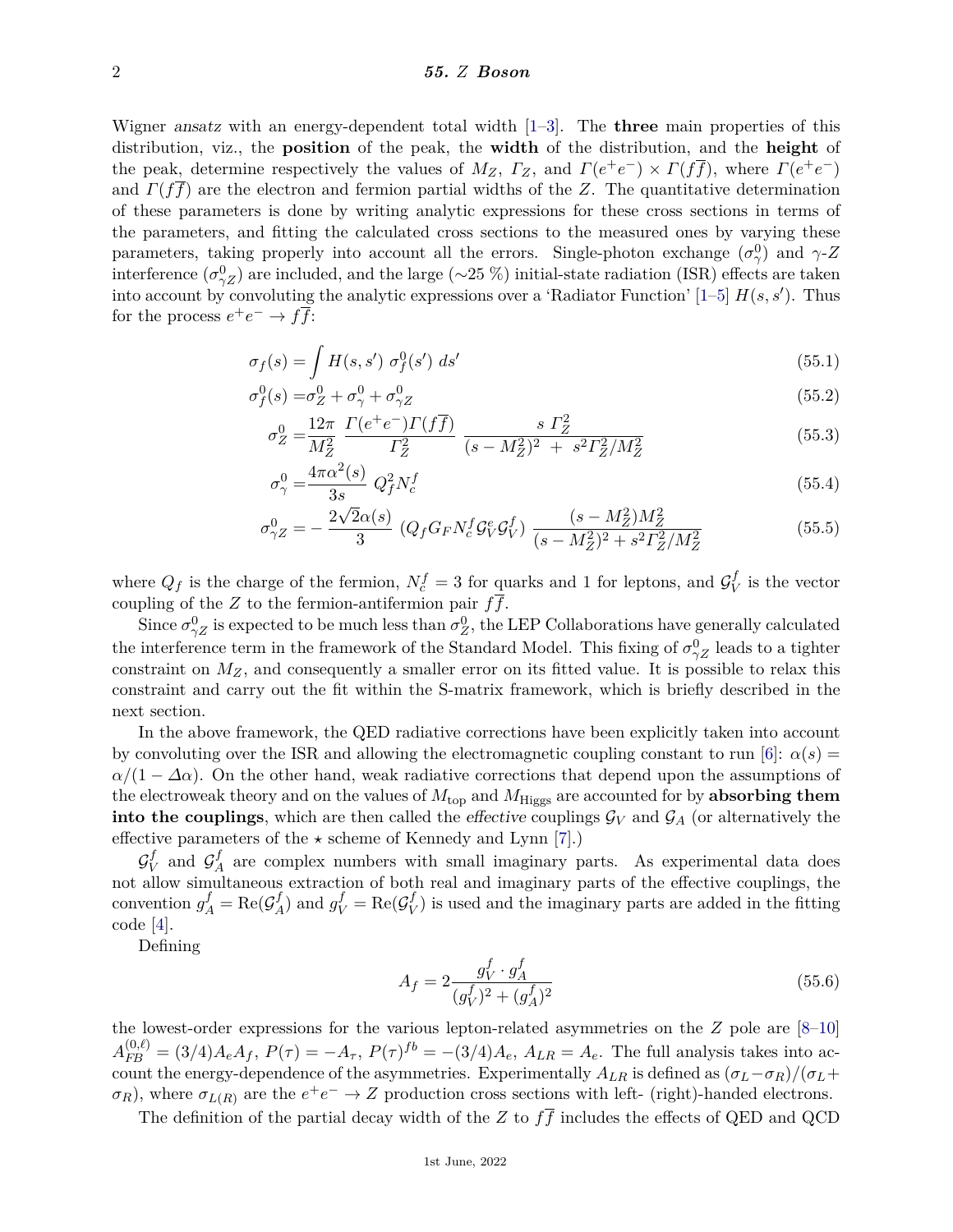Wigner *ansatz* with an energy-dependent total width [1–3]. The **three** main properties of this distribution, viz., the **position** of the peak, the **width** of the distribution, and the **height** of the peak, determine respectively the values of $M_Z$, $\Gamma_Z$, and $\Gamma(e^+e^-) \times \Gamma(f\overline{f})$, where $\Gamma(e^+e^-)$ and $\Gamma(f\overline{f})$ are the electron and fermion partial widths of the $Z$. The quantitative determination of these parameters is done by writing analytic expressions for these cross sections in terms of the parameters, and fitting the calculated cross sections to the measured ones by varying these parameters, taking properly into account all the errors. Single-photon exchange ($\sigma^0_\gamma$) and $\gamma$-$Z$ interference ($\sigma^0_{\gamma Z}$) are included, and the large (∼25 %) initial-state radiation (ISR) effects are taken into account by convoluting the analytic expressions over a 'Radiator Function' [1–5] $H(s, s')$. Thus for the process $e^+e^- \to f\overline{f}$:

$$\sigma_f(s) = \int H(s, s')\ \sigma^0_f(s')\ ds' \tag{55.1}$$

$$\sigma^0_f(s) = \sigma^0_Z + \sigma^0_\gamma + \sigma^0_{\gamma Z} \tag{55.2}$$

$$\sigma^0_Z = \frac{12\pi}{M_Z^2}\ \frac{\Gamma(e^+e^-)\Gamma(f\overline{f})}{\Gamma_Z^2}\ \frac{s\ \Gamma_Z^2}{(s - M_Z^2)^2\ +\ s^2\Gamma_Z^2/M_Z^2} \tag{55.3}$$

$$\sigma^0_\gamma = \frac{4\pi\alpha^2(s)}{3s}\ Q_f^2 N_c^f \tag{55.4}$$

$$\sigma^0_{\gamma Z} = -\ \frac{2\sqrt{2}\alpha(s)}{3}\ (Q_f G_F N_c^f \mathcal{G}_V^e \mathcal{G}_V^f)\ \frac{(s - M_Z^2)M_Z^2}{(s - M_Z^2)^2 + s^2\Gamma_Z^2/M_Z^2} \tag{55.5}$$

where $Q_f$ is the charge of the fermion, $N_c^f = 3$ for quarks and 1 for leptons, and $\mathcal{G}_V^f$ is the vector coupling of the $Z$ to the fermion-antifermion pair $f\overline{f}$.

Since $\sigma^0_{\gamma Z}$ is expected to be much less than $\sigma^0_Z$, the LEP Collaborations have generally calculated the interference term in the framework of the Standard Model. This fixing of $\sigma^0_{\gamma Z}$ leads to a tighter constraint on $M_Z$, and consequently a smaller error on its fitted value. It is possible to relax this constraint and carry out the fit within the S-matrix framework, which is briefly described in the next section.

In the above framework, the QED radiative corrections have been explicitly taken into account by convoluting over the ISR and allowing the electromagnetic coupling constant to run [6]: $\alpha(s) = \alpha/(1 - \Delta\alpha)$. On the other hand, weak radiative corrections that depend upon the assumptions of the electroweak theory and on the values of $M_{\rm top}$ and $M_{\rm Higgs}$ are accounted for by **absorbing them into the couplings**, which are then called the *effective* couplings $\mathcal{G}_V$ and $\mathcal{G}_A$ (or alternatively the effective parameters of the $\star$ scheme of Kennedy and Lynn [7].)

$\mathcal{G}_V^f$ and $\mathcal{G}_A^f$ are complex numbers with small imaginary parts. As experimental data does not allow simultaneous extraction of both real and imaginary parts of the effective couplings, the convention $g_A^f = {\rm Re}(\mathcal{G}_A^f)$ and $g_V^f = {\rm Re}(\mathcal{G}_V^f)$ is used and the imaginary parts are added in the fitting code [4].

Defining

$$A_f = 2\frac{g_V^f \cdot g_A^f}{(g_V^f)^2 + (g_A^f)^2} \tag{55.6}$$

the lowest-order expressions for the various lepton-related asymmetries on the $Z$ pole are [8–10] $A_{FB}^{(0,\ell)} = (3/4)A_e A_f$, $P(\tau) = -A_\tau$, $P(\tau)^{fb} = -(3/4)A_e$, $A_{LR} = A_e$. The full analysis takes into account the energy-dependence of the asymmetries. Experimentally $A_{LR}$ is defined as $(\sigma_L - \sigma_R)/(\sigma_L + \sigma_R)$, where $\sigma_{L(R)}$ are the $e^+e^- \to Z$ production cross sections with left- (right)-handed electrons.

The definition of the partial decay width of the $Z$ to $f\overline{f}$ includes the effects of QED and QCD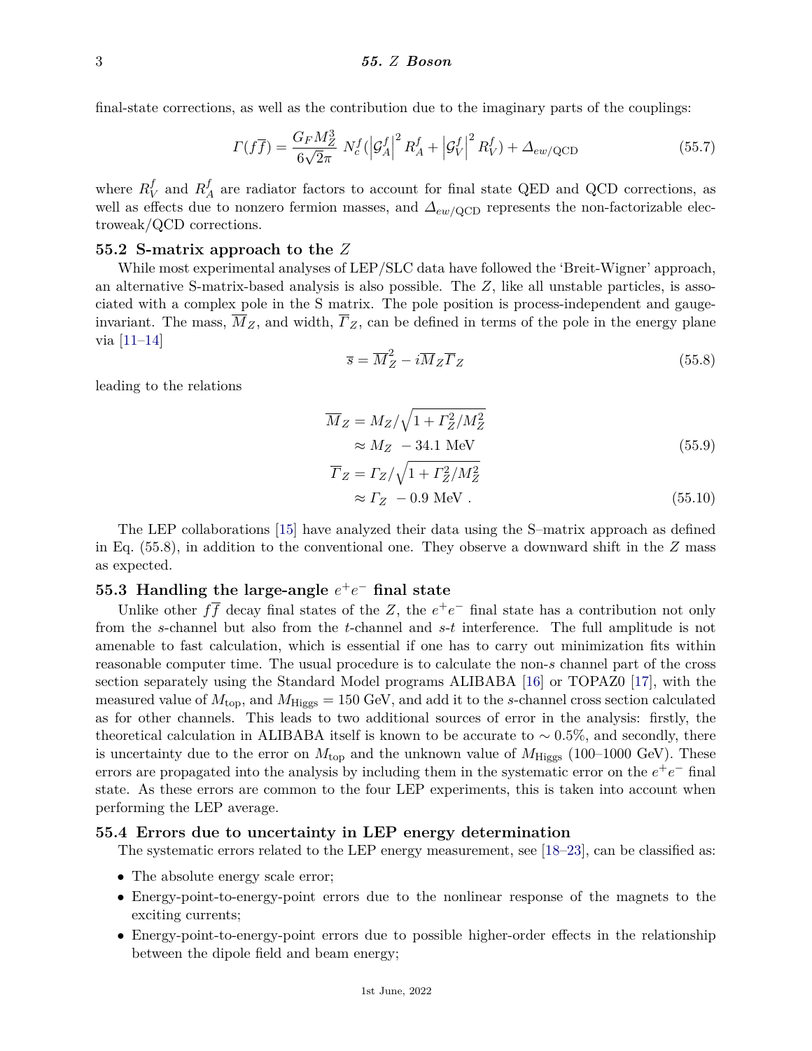final-state corrections, as well as the contribution due to the imaginary parts of the couplings:

$$\Gamma(f\overline{f}) = \frac{G_F M_Z^3}{6\sqrt{2}\pi}\ N_c^f(\left|\mathcal{G}_A^f\right|^2 R_A^f + \left|\mathcal{G}_V^f\right|^2 R_V^f) + \Delta_{ew/\text{QCD}} \tag{55.7}$$

where $R_V^f$ and $R_A^f$ are radiator factors to account for final state QED and QCD corrections, as well as effects due to nonzero fermion masses, and $\Delta_{ew/\text{QCD}}$ represents the non-factorizable electroweak/QCD corrections.

## 55.2 S-matrix approach to the $Z$

While most experimental analyses of LEP/SLC data have followed the 'Breit-Wigner' approach, an alternative S-matrix-based analysis is also possible. The $Z$, like all unstable particles, is associated with a complex pole in the S matrix. The pole position is process-independent and gauge-invariant. The mass, $\overline{M}_Z$, and width, $\overline{\Gamma}_Z$, can be defined in terms of the pole in the energy plane via [11–14]

$$\overline{s} = \overline{M}_Z^2 - i\overline{M}_Z\overline{\Gamma}_Z \tag{55.8}$$

leading to the relations

$$\begin{aligned} \overline{M}_Z &= M_Z/\sqrt{1+\Gamma_Z^2/M_Z^2} \\ &\approx M_Z\ -34.1\ \text{MeV} \end{aligned} \tag{55.9}$$

$$\begin{aligned} \overline{\Gamma}_Z &= \Gamma_Z/\sqrt{1+\Gamma_Z^2/M_Z^2} \\ &\approx \Gamma_Z\ -0.9\ \text{MeV}\ . \end{aligned} \tag{55.10}$$

The LEP collaborations [15] have analyzed their data using the S–matrix approach as defined in Eq. (55.8), in addition to the conventional one. They observe a downward shift in the $Z$ mass as expected.

## 55.3 Handling the large-angle $e^+e^-$ final state

Unlike other $f\overline{f}$ decay final states of the $Z$, the $e^+e^-$ final state has a contribution not only from the $s$-channel but also from the $t$-channel and $s$-$t$ interference. The full amplitude is not amenable to fast calculation, which is essential if one has to carry out minimization fits within reasonable computer time. The usual procedure is to calculate the non-$s$ channel part of the cross section separately using the Standard Model programs ALIBABA [16] or TOPAZ0 [17], with the measured value of $M_{\text{top}}$, and $M_{\text{Higgs}} = 150$ GeV, and add it to the $s$-channel cross section calculated as for other channels. This leads to two additional sources of error in the analysis: firstly, the theoretical calculation in ALIBABA itself is known to be accurate to $\sim 0.5\%$, and secondly, there is uncertainty due to the error on $M_{\text{top}}$ and the unknown value of $M_{\text{Higgs}}$ (100–1000 GeV). These errors are propagated into the analysis by including them in the systematic error on the $e^+e^-$ final state. As these errors are common to the four LEP experiments, this is taken into account when performing the LEP average.

## 55.4 Errors due to uncertainty in LEP energy determination

The systematic errors related to the LEP energy measurement, see [18–23], can be classified as:

- The absolute energy scale error;
- Energy-point-to-energy-point errors due to the nonlinear response of the magnets to the exciting currents;
- Energy-point-to-energy-point errors due to possible higher-order effects in the relationship between the dipole field and beam energy;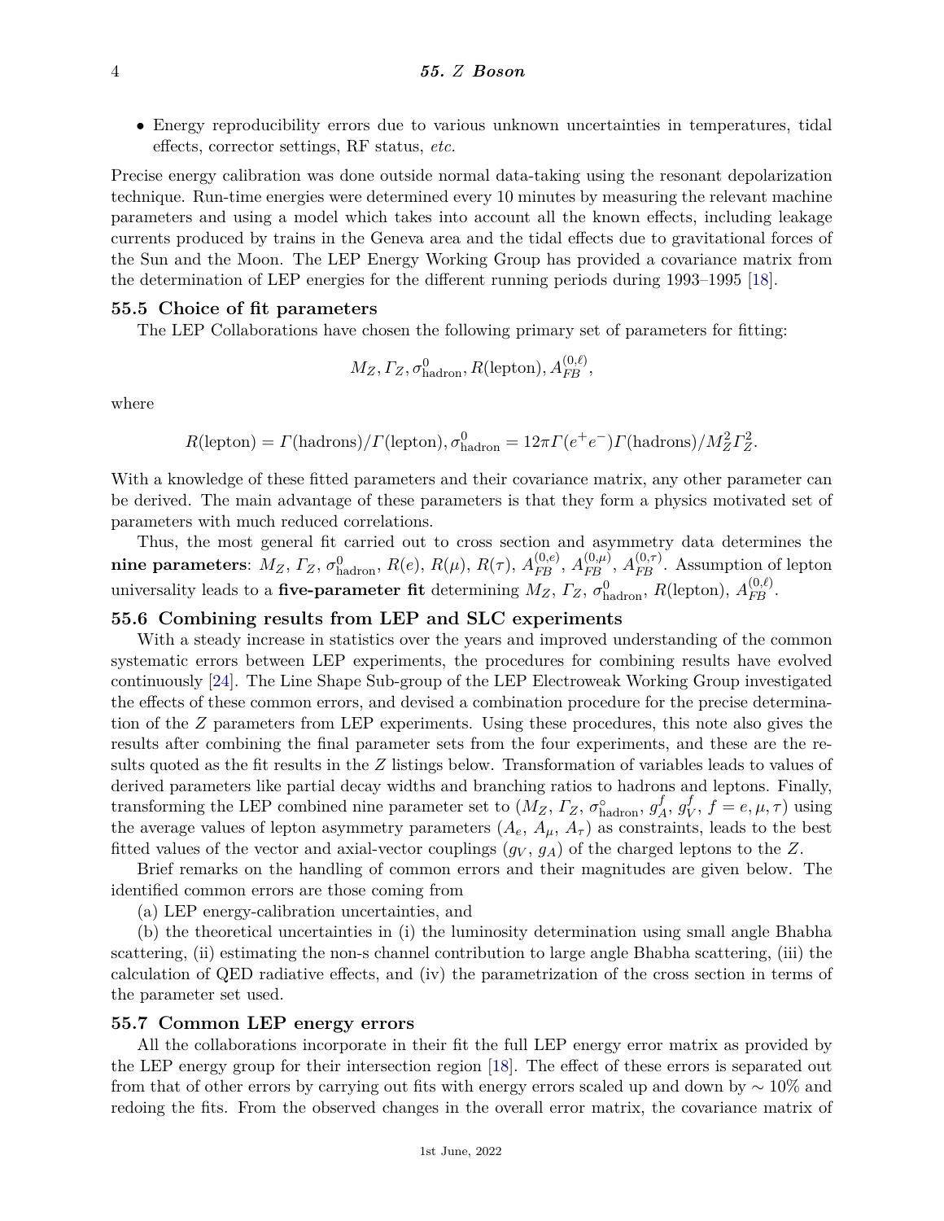- Energy reproducibility errors due to various unknown uncertainties in temperatures, tidal effects, corrector settings, RF status, *etc.*

Precise energy calibration was done outside normal data-taking using the resonant depolarization technique. Run-time energies were determined every 10 minutes by measuring the relevant machine parameters and using a model which takes into account all the known effects, including leakage currents produced by trains in the Geneva area and the tidal effects due to gravitational forces of the Sun and the Moon. The LEP Energy Working Group has provided a covariance matrix from the determination of LEP energies for the different running periods during 1993–1995 [18].

## 55.5 Choice of fit parameters

The LEP Collaborations have chosen the following primary set of parameters for fitting:

$$M_Z, \Gamma_Z, \sigma^0_{\text{hadron}}, R(\text{lepton}), A^{(0,\ell)}_{FB},$$

where

$$R(\text{lepton}) = \Gamma(\text{hadrons})/\Gamma(\text{lepton}), \sigma^0_{\text{hadron}} = 12\pi\Gamma(e^+e^-)\Gamma(\text{hadrons})/M_Z^2\Gamma_Z^2.$$

With a knowledge of these fitted parameters and their covariance matrix, any other parameter can be derived. The main advantage of these parameters is that they form a physics motivated set of parameters with much reduced correlations.

Thus, the most general fit carried out to cross section and asymmetry data determines the **nine parameters**: $M_Z$, $\Gamma_Z$, $\sigma^0_{\text{hadron}}$, $R(e)$, $R(\mu)$, $R(\tau)$, $A^{(0,e)}_{FB}$, $A^{(0,\mu)}_{FB}$, $A^{(0,\tau)}_{FB}$. Assumption of lepton universality leads to a **five-parameter fit** determining $M_Z$, $\Gamma_Z$, $\sigma^0_{\text{hadron}}$, $R(\text{lepton})$, $A^{(0,\ell)}_{FB}$.

## 55.6 Combining results from LEP and SLC experiments

With a steady increase in statistics over the years and improved understanding of the common systematic errors between LEP experiments, the procedures for combining results have evolved continuously [24]. The Line Shape Sub-group of the LEP Electroweak Working Group investigated the effects of these common errors, and devised a combination procedure for the precise determination of the $Z$ parameters from LEP experiments. Using these procedures, this note also gives the results after combining the final parameter sets from the four experiments, and these are the results quoted as the fit results in the $Z$ listings below. Transformation of variables leads to values of derived parameters like partial decay widths and branching ratios to hadrons and leptons. Finally, transforming the LEP combined nine parameter set to ($M_Z$, $\Gamma_Z$, $\sigma^{\circ}_{\text{hadron}}$, $g^f_A$, $g^f_V$, $f = e, \mu, \tau$) using the average values of lepton asymmetry parameters ($A_e$, $A_\mu$, $A_\tau$) as constraints, leads to the best fitted values of the vector and axial-vector couplings ($g_V$, $g_A$) of the charged leptons to the $Z$.

Brief remarks on the handling of common errors and their magnitudes are given below. The identified common errors are those coming from

(a) LEP energy-calibration uncertainties, and

(b) the theoretical uncertainties in (i) the luminosity determination using small angle Bhabha scattering, (ii) estimating the non-s channel contribution to large angle Bhabha scattering, (iii) the calculation of QED radiative effects, and (iv) the parametrization of the cross section in terms of the parameter set used.

## 55.7 Common LEP energy errors

All the collaborations incorporate in their fit the full LEP energy error matrix as provided by the LEP energy group for their intersection region [18]. The effect of these errors is separated out from that of other errors by carrying out fits with energy errors scaled up and down by $\sim 10\%$ and redoing the fits. From the observed changes in the overall error matrix, the covariance matrix of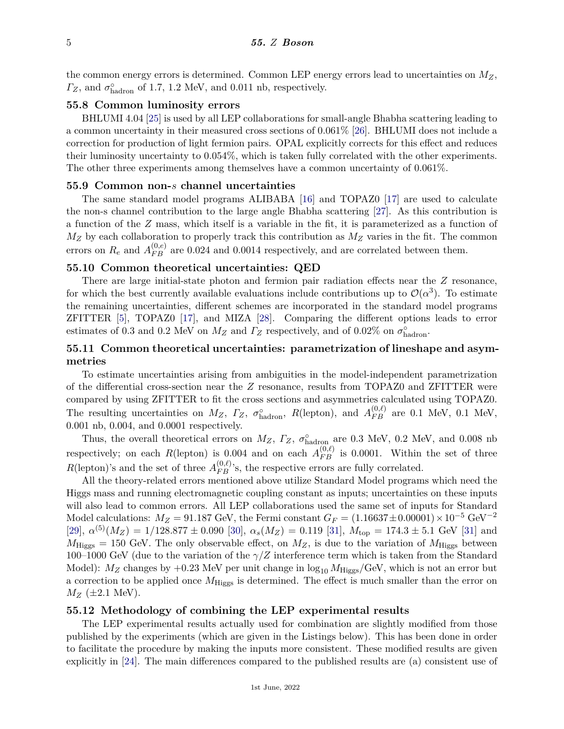the common energy errors is determined. Common LEP energy errors lead to uncertainties on $M_Z$, $\Gamma_Z$, and $\sigma^\circ_{\text{hadron}}$ of 1.7, 1.2 MeV, and 0.011 nb, respectively.

### 55.8 Common luminosity errors

BHLUMI 4.04 [25] is used by all LEP collaborations for small-angle Bhabha scattering leading to a common uncertainty in their measured cross sections of 0.061% [26]. BHLUMI does not include a correction for production of light fermion pairs. OPAL explicitly corrects for this effect and reduces their luminosity uncertainty to 0.054%, which is taken fully correlated with the other experiments. The other three experiments among themselves have a common uncertainty of 0.061%.

### 55.9 Common non-$s$ channel uncertainties

The same standard model programs ALIBABA [16] and TOPAZ0 [17] are used to calculate the non-s channel contribution to the large angle Bhabha scattering [27]. As this contribution is a function of the $Z$ mass, which itself is a variable in the fit, it is parameterized as a function of $M_Z$ by each collaboration to properly track this contribution as $M_Z$ varies in the fit. The common errors on $R_e$ and $A_{FB}^{(0,e)}$ are 0.024 and 0.0014 respectively, and are correlated between them.

### 55.10 Common theoretical uncertainties: QED

There are large initial-state photon and fermion pair radiation effects near the $Z$ resonance, for which the best currently available evaluations include contributions up to $\mathcal{O}(\alpha^3)$. To estimate the remaining uncertainties, different schemes are incorporated in the standard model programs ZFITTER [5], TOPAZ0 [17], and MIZA [28]. Comparing the different options leads to error estimates of 0.3 and 0.2 MeV on $M_Z$ and $\Gamma_Z$ respectively, and of 0.02% on $\sigma^\circ_{\text{hadron}}$.

### 55.11 Common theoretical uncertainties: parametrization of lineshape and asymmetries

To estimate uncertainties arising from ambiguities in the model-independent parametrization of the differential cross-section near the $Z$ resonance, results from TOPAZ0 and ZFITTER were compared by using ZFITTER to fit the cross sections and asymmetries calculated using TOPAZ0. The resulting uncertainties on $M_Z$, $\Gamma_Z$, $\sigma^\circ_{\text{hadron}}$, $R$(lepton), and $A_{FB}^{(0,\ell)}$ are 0.1 MeV, 0.1 MeV, 0.001 nb, 0.004, and 0.0001 respectively.

Thus, the overall theoretical errors on $M_Z$, $\Gamma_Z$, $\sigma^\circ_{\text{hadron}}$ are 0.3 MeV, 0.2 MeV, and 0.008 nb respectively; on each $R$(lepton) is 0.004 and on each $A_{FB}^{(0,\ell)}$ is 0.0001. Within the set of three $R$(lepton)'s and the set of three $A_{FB}^{(0,\ell)}$'s, the respective errors are fully correlated.

All the theory-related errors mentioned above utilize Standard Model programs which need the Higgs mass and running electromagnetic coupling constant as inputs; uncertainties on these inputs will also lead to common errors. All LEP collaborations used the same set of inputs for Standard Model calculations: $M_Z = 91.187$ GeV, the Fermi constant $G_F = (1.16637 \pm 0.00001) \times 10^{-5}$ GeV$^{-2}$ [29], $\alpha^{(5)}(M_Z) = 1/128.877 \pm 0.090$ [30], $\alpha_s(M_Z) = 0.119$ [31], $M_{\text{top}} = 174.3 \pm 5.1$ GeV [31] and $M_{\text{Higgs}} = 150$ GeV. The only observable effect, on $M_Z$, is due to the variation of $M_{\text{Higgs}}$ between 100–1000 GeV (due to the variation of the $\gamma/Z$ interference term which is taken from the Standard Model): $M_Z$ changes by $+0.23$ MeV per unit change in $\log_{10} M_{\text{Higgs}}/\text{GeV}$, which is not an error but a correction to be applied once $M_{\text{Higgs}}$ is determined. The effect is much smaller than the error on $M_Z$ ($\pm 2.1$ MeV).

### 55.12 Methodology of combining the LEP experimental results

The LEP experimental results actually used for combination are slightly modified from those published by the experiments (which are given in the Listings below). This has been done in order to facilitate the procedure by making the inputs more consistent. These modified results are given explicitly in [24]. The main differences compared to the published results are (a) consistent use of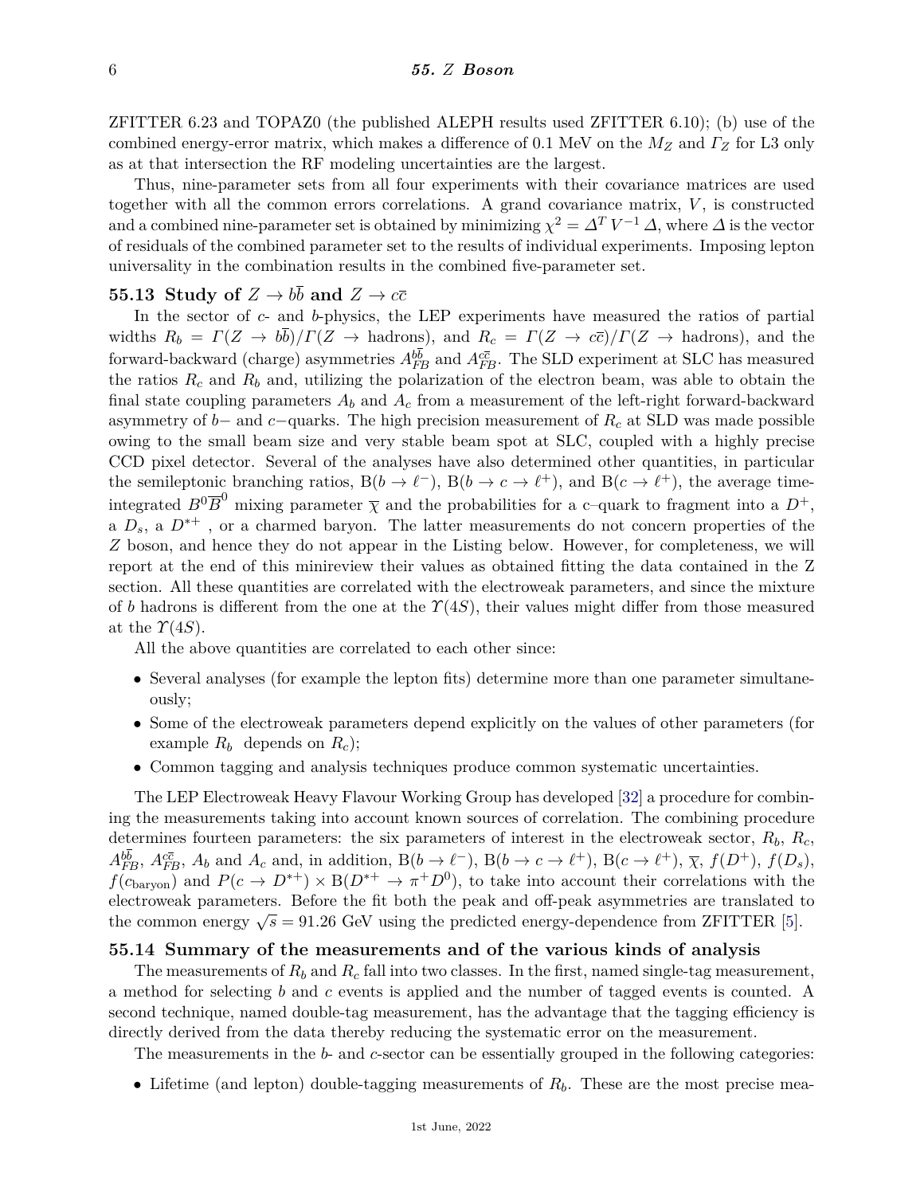ZFITTER 6.23 and TOPAZ0 (the published ALEPH results used ZFITTER 6.10); (b) use of the combined energy-error matrix, which makes a difference of 0.1 MeV on the $M_Z$ and $\Gamma_Z$ for L3 only as at that intersection the RF modeling uncertainties are the largest.

Thus, nine-parameter sets from all four experiments with their covariance matrices are used together with all the common errors correlations. A grand covariance matrix, $V$, is constructed and a combined nine-parameter set is obtained by minimizing $\chi^2 = \Delta^T V^{-1} \Delta$, where $\Delta$ is the vector of residuals of the combined parameter set to the results of individual experiments. Imposing lepton universality in the combination results in the combined five-parameter set.

## 55.13 Study of $Z \to b\overline{b}$ and $Z \to c\overline{c}$

In the sector of $c$- and $b$-physics, the LEP experiments have measured the ratios of partial widths $R_b = \Gamma(Z \to b\overline{b})/\Gamma(Z \to \text{hadrons})$, and $R_c = \Gamma(Z \to c\overline{c})/\Gamma(Z \to \text{hadrons})$, and the forward-backward (charge) asymmetries $A_{FB}^{b\overline{b}}$ and $A_{FB}^{c\overline{c}}$. The SLD experiment at SLC has measured the ratios $R_c$ and $R_b$ and, utilizing the polarization of the electron beam, was able to obtain the final state coupling parameters $A_b$ and $A_c$ from a measurement of the left-right forward-backward asymmetry of $b-$ and $c-$quarks. The high precision measurement of $R_c$ at SLD was made possible owing to the small beam size and very stable beam spot at SLC, coupled with a highly precise CCD pixel detector. Several of the analyses have also determined other quantities, in particular the semileptonic branching ratios, $\text{B}(b \to \ell^-)$, $\text{B}(b \to c \to \ell^+)$, and $\text{B}(c \to \ell^+)$, the average time-integrated $B^0\overline{B}^0$ mixing parameter $\overline{\chi}$ and the probabilities for a c–quark to fragment into a $D^+$, a $D_s$, a $D^{*+}$ , or a charmed baryon. The latter measurements do not concern properties of the $Z$ boson, and hence they do not appear in the Listing below. However, for completeness, we will report at the end of this minireview their values as obtained fitting the data contained in the Z section. All these quantities are correlated with the electroweak parameters, and since the mixture of $b$ hadrons is different from the one at the $\Upsilon(4S)$, their values might differ from those measured at the $\Upsilon(4S)$.

All the above quantities are correlated to each other since:

- Several analyses (for example the lepton fits) determine more than one parameter simultaneously;
- Some of the electroweak parameters depend explicitly on the values of other parameters (for example $R_b$ depends on $R_c$);
- Common tagging and analysis techniques produce common systematic uncertainties.

The LEP Electroweak Heavy Flavour Working Group has developed [32] a procedure for combining the measurements taking into account known sources of correlation. The combining procedure determines fourteen parameters: the six parameters of interest in the electroweak sector, $R_b$, $R_c$, $A_{FB}^{b\overline{b}}$, $A_{FB}^{c\overline{c}}$, $A_b$ and $A_c$ and, in addition, $\text{B}(b \to \ell^-)$, $\text{B}(b \to c \to \ell^+)$, $\text{B}(c \to \ell^+)$, $\overline{\chi}$, $f(D^+)$, $f(D_s)$, $f(c_{\text{baryon}})$ and $P(c \to D^{*+}) \times \text{B}(D^{*+} \to \pi^+ D^0)$, to take into account their correlations with the electroweak parameters. Before the fit both the peak and off-peak asymmetries are translated to the common energy $\sqrt{s} = 91.26$ GeV using the predicted energy-dependence from ZFITTER [5].

## 55.14 Summary of the measurements and of the various kinds of analysis

The measurements of $R_b$ and $R_c$ fall into two classes. In the first, named single-tag measurement, a method for selecting $b$ and $c$ events is applied and the number of tagged events is counted. A second technique, named double-tag measurement, has the advantage that the tagging efficiency is directly derived from the data thereby reducing the systematic error on the measurement.

The measurements in the $b$- and $c$-sector can be essentially grouped in the following categories:

- Lifetime (and lepton) double-tagging measurements of $R_b$. These are the most precise mea-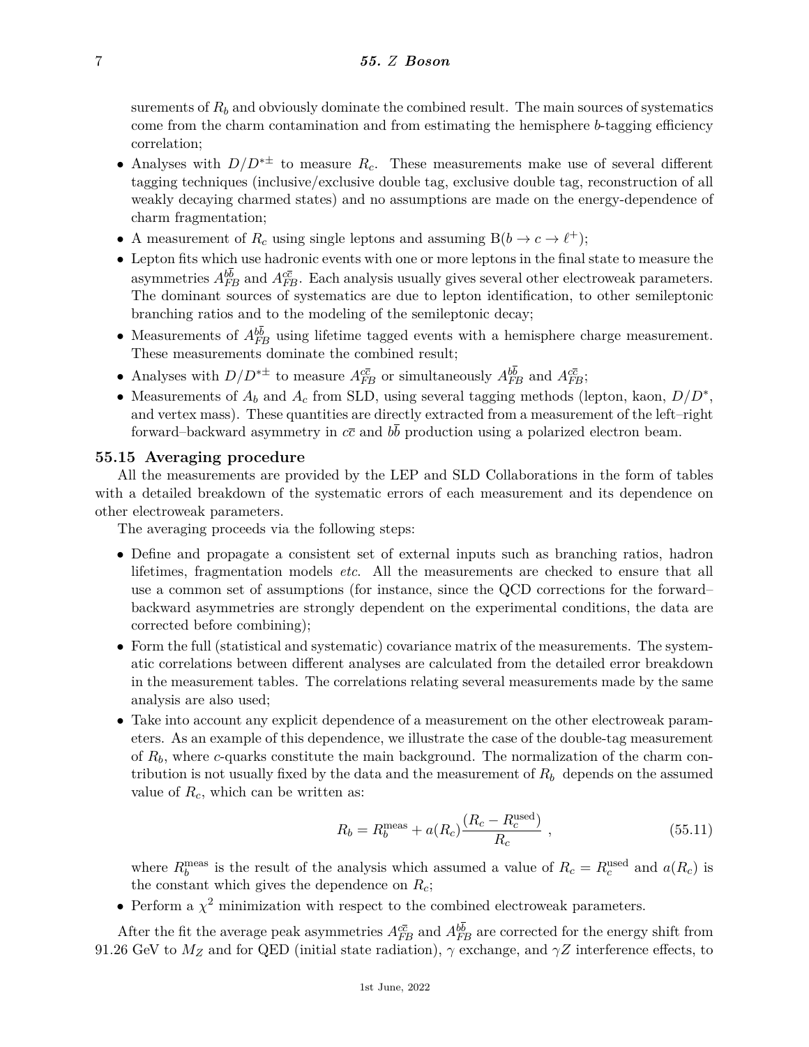surements of $R_b$ and obviously dominate the combined result. The main sources of systematics come from the charm contamination and from estimating the hemisphere $b$-tagging efficiency correlation;

- Analyses with $D/D^{*\pm}$ to measure $R_c$. These measurements make use of several different tagging techniques (inclusive/exclusive double tag, exclusive double tag, reconstruction of all weakly decaying charmed states) and no assumptions are made on the energy-dependence of charm fragmentation;
- A measurement of $R_c$ using single leptons and assuming $B(b \to c \to \ell^+)$;
- Lepton fits which use hadronic events with one or more leptons in the final state to measure the asymmetries $A_{FB}^{b\bar{b}}$ and $A_{FB}^{c\bar{c}}$. Each analysis usually gives several other electroweak parameters. The dominant sources of systematics are due to lepton identification, to other semileptonic branching ratios and to the modeling of the semileptonic decay;
- Measurements of $A_{FB}^{b\bar{b}}$ using lifetime tagged events with a hemisphere charge measurement. These measurements dominate the combined result;
- Analyses with $D/D^{*\pm}$ to measure $A_{FB}^{c\bar{c}}$ or simultaneously $A_{FB}^{b\bar{b}}$ and $A_{FB}^{c\bar{c}}$;
- Measurements of $A_b$ and $A_c$ from SLD, using several tagging methods (lepton, kaon, $D/D^*$, and vertex mass). These quantities are directly extracted from a measurement of the left–right forward–backward asymmetry in $c\bar{c}$ and $b\bar{b}$ production using a polarized electron beam.

## 55.15 Averaging procedure

All the measurements are provided by the LEP and SLD Collaborations in the form of tables with a detailed breakdown of the systematic errors of each measurement and its dependence on other electroweak parameters.

The averaging proceeds via the following steps:

- Define and propagate a consistent set of external inputs such as branching ratios, hadron lifetimes, fragmentation models *etc.* All the measurements are checked to ensure that all use a common set of assumptions (for instance, since the QCD corrections for the forward–backward asymmetries are strongly dependent on the experimental conditions, the data are corrected before combining);
- Form the full (statistical and systematic) covariance matrix of the measurements. The systematic correlations between different analyses are calculated from the detailed error breakdown in the measurement tables. The correlations relating several measurements made by the same analysis are also used;
- Take into account any explicit dependence of a measurement on the other electroweak parameters. As an example of this dependence, we illustrate the case of the double-tag measurement of $R_b$, where $c$-quarks constitute the main background. The normalization of the charm contribution is not usually fixed by the data and the measurement of $R_b$ depends on the assumed value of $R_c$, which can be written as:

$$R_b = R_b^{\text{meas}} + a(R_c)\frac{(R_c - R_c^{\text{used}})}{R_c} , \tag{55.11}$$

  where $R_b^{\text{meas}}$ is the result of the analysis which assumed a value of $R_c = R_c^{\text{used}}$ and $a(R_c)$ is the constant which gives the dependence on $R_c$;
- Perform a $\chi^2$ minimization with respect to the combined electroweak parameters.

After the fit the average peak asymmetries $A_{FB}^{c\bar{c}}$ and $A_{FB}^{b\bar{b}}$ are corrected for the energy shift from 91.26 GeV to $M_Z$ and for QED (initial state radiation), $\gamma$ exchange, and $\gamma Z$ interference effects, to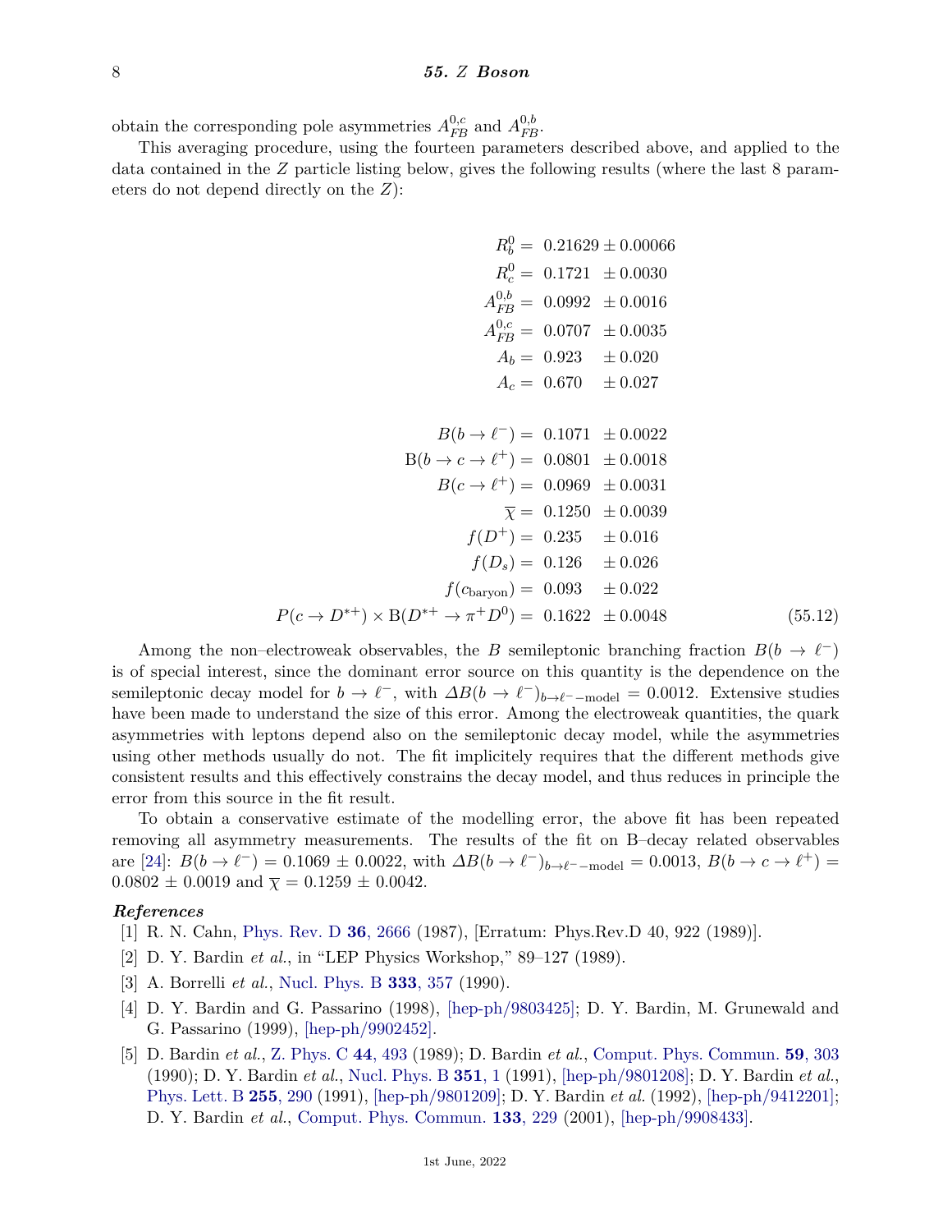obtain the corresponding pole asymmetries $A_{FB}^{0,c}$ and $A_{FB}^{0,b}$.

This averaging procedure, using the fourteen parameters described above, and applied to the data contained in the $Z$ particle listing below, gives the following results (where the last 8 parameters do not depend directly on the $Z$):

$$
\begin{aligned}
R_b^0 &= 0.21629 \pm 0.00066 \\
R_c^0 &= 0.1721 \pm 0.0030 \\
A_{FB}^{0,b} &= 0.0992 \pm 0.0016 \\
A_{FB}^{0,c} &= 0.0707 \pm 0.0035 \\
A_b &= 0.923 \pm 0.020 \\
A_c &= 0.670 \pm 0.027 \\
\\
B(b \to \ell^-) &= 0.1071 \pm 0.0022 \\
\mathrm{B}(b \to c \to \ell^+) &= 0.0801 \pm 0.0018 \\
B(c \to \ell^+) &= 0.0969 \pm 0.0031 \\
\overline{\chi} &= 0.1250 \pm 0.0039 \\
f(D^+) &= 0.235 \pm 0.016 \\
f(D_s) &= 0.126 \pm 0.026 \\
f(c_{\text{baryon}}) &= 0.093 \pm 0.022 \\
P(c \to D^{*+}) \times \mathrm{B}(D^{*+} \to \pi^+ D^0) &= 0.1622 \pm 0.0048
\end{aligned}
\tag{55.12}
$$

Among the non–electroweak observables, the $B$ semileptonic branching fraction $B(b \to \ell^-)$ is of special interest, since the dominant error source on this quantity is the dependence on the semileptonic decay model for $b \to \ell^-$, with $\Delta B(b \to \ell^-)_{b\to\ell^- -\text{model}} = 0.0012$. Extensive studies have been made to understand the size of this error. Among the electroweak quantities, the quark asymmetries with leptons depend also on the semileptonic decay model, while the asymmetries using other methods usually do not. The fit implicitely requires that the different methods give consistent results and this effectively constrains the decay model, and thus reduces in principle the error from this source in the fit result.

To obtain a conservative estimate of the modelling error, the above fit has been repeated removing all asymmetry measurements. The results of the fit on B–decay related observables are [24]: $B(b \to \ell^-) = 0.1069 \pm 0.0022$, with $\Delta B(b \to \ell^-)_{b\to\ell^- -\text{model}} = 0.0013$, $B(b \to c \to \ell^+) = 0.0802 \pm 0.0019$ and $\overline{\chi} = 0.1259 \pm 0.0042$.

### *References*

[1] R. N. Cahn, Phys. Rev. D **36**, 2666 (1987), [Erratum: Phys.Rev.D 40, 922 (1989)].

[2] D. Y. Bardin *et al.*, in "LEP Physics Workshop," 89–127 (1989).

[3] A. Borrelli *et al.*, Nucl. Phys. B **333**, 357 (1990).

[4] D. Y. Bardin and G. Passarino (1998), [hep-ph/9803425]; D. Y. Bardin, M. Grunewald and G. Passarino (1999), [hep-ph/9902452].

[5] D. Bardin *et al.*, Z. Phys. C **44**, 493 (1989); D. Bardin *et al.*, Comput. Phys. Commun. **59**, 303 (1990); D. Y. Bardin *et al.*, Nucl. Phys. B **351**, 1 (1991), [hep-ph/9801208]; D. Y. Bardin *et al.*, Phys. Lett. B **255**, 290 (1991), [hep-ph/9801209]; D. Y. Bardin *et al.* (1992), [hep-ph/9412201]; D. Y. Bardin *et al.*, Comput. Phys. Commun. **133**, 229 (2001), [hep-ph/9908433].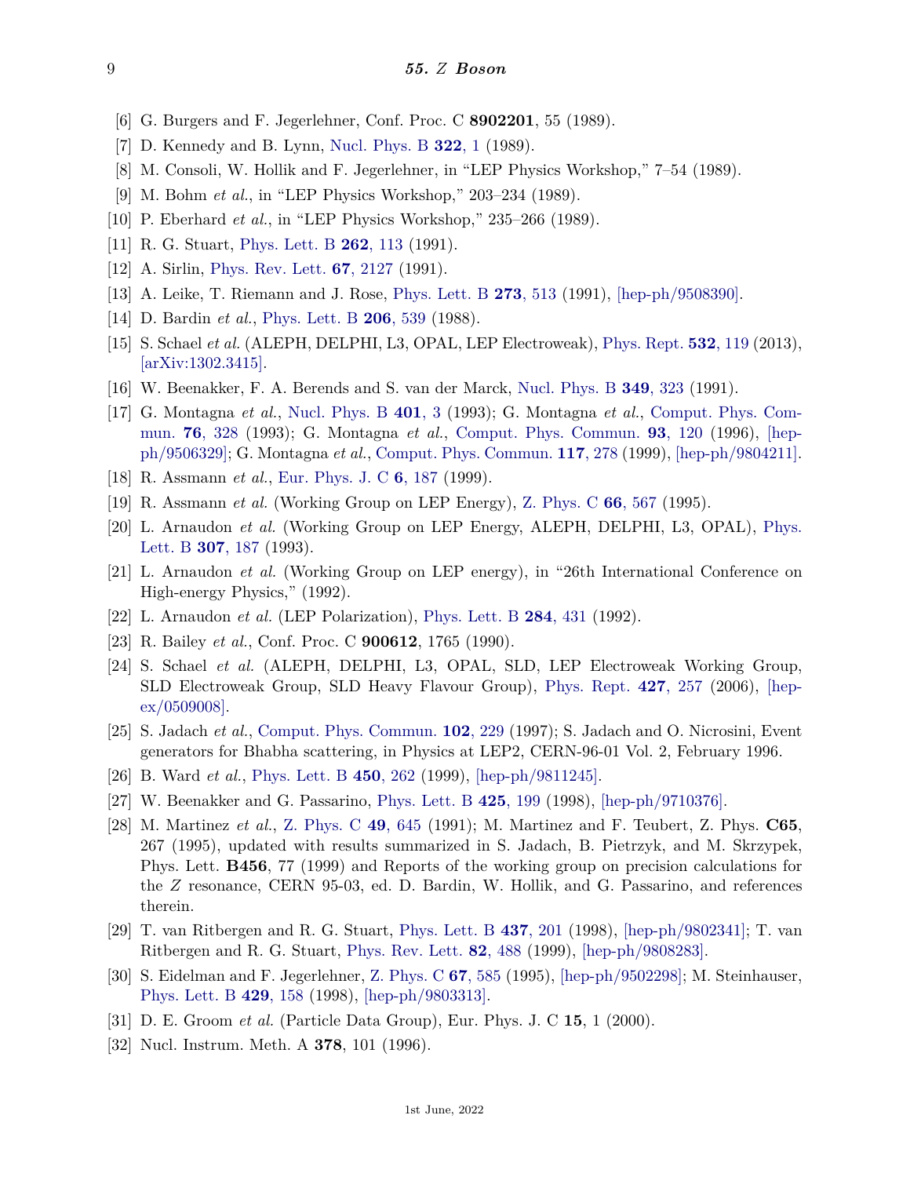[6] G. Burgers and F. Jegerlehner, Conf. Proc. C **8902201**, 55 (1989).

[7] D. Kennedy and B. Lynn, Nucl. Phys. B **322**, 1 (1989).

[8] M. Consoli, W. Hollik and F. Jegerlehner, in "LEP Physics Workshop," 7–54 (1989).

[9] M. Bohm *et al.*, in "LEP Physics Workshop," 203–234 (1989).

[10] P. Eberhard *et al.*, in "LEP Physics Workshop," 235–266 (1989).

[11] R. G. Stuart, Phys. Lett. B **262**, 113 (1991).

[12] A. Sirlin, Phys. Rev. Lett. **67**, 2127 (1991).

[13] A. Leike, T. Riemann and J. Rose, Phys. Lett. B **273**, 513 (1991), [hep-ph/9508390].

[14] D. Bardin *et al.*, Phys. Lett. B **206**, 539 (1988).

[15] S. Schael *et al.* (ALEPH, DELPHI, L3, OPAL, LEP Electroweak), Phys. Rept. **532**, 119 (2013), [arXiv:1302.3415].

[16] W. Beenakker, F. A. Berends and S. van der Marck, Nucl. Phys. B **349**, 323 (1991).

[17] G. Montagna *et al.*, Nucl. Phys. B **401**, 3 (1993); G. Montagna *et al.*, Comput. Phys. Commun. **76**, 328 (1993); G. Montagna *et al.*, Comput. Phys. Commun. **93**, 120 (1996), [hep-ph/9506329]; G. Montagna *et al.*, Comput. Phys. Commun. **117**, 278 (1999), [hep-ph/9804211].

[18] R. Assmann *et al.*, Eur. Phys. J. C **6**, 187 (1999).

[19] R. Assmann *et al.* (Working Group on LEP Energy), Z. Phys. C **66**, 567 (1995).

[20] L. Arnaudon *et al.* (Working Group on LEP Energy, ALEPH, DELPHI, L3, OPAL), Phys. Lett. B **307**, 187 (1993).

[21] L. Arnaudon *et al.* (Working Group on LEP energy), in "26th International Conference on High-energy Physics," (1992).

[22] L. Arnaudon *et al.* (LEP Polarization), Phys. Lett. B **284**, 431 (1992).

[23] R. Bailey *et al.*, Conf. Proc. C **900612**, 1765 (1990).

[24] S. Schael *et al.* (ALEPH, DELPHI, L3, OPAL, SLD, LEP Electroweak Working Group, SLD Electroweak Group, SLD Heavy Flavour Group), Phys. Rept. **427**, 257 (2006), [hep-ex/0509008].

[25] S. Jadach *et al.*, Comput. Phys. Commun. **102**, 229 (1997); S. Jadach and O. Nicrosini, Event generators for Bhabha scattering, in Physics at LEP2, CERN-96-01 Vol. 2, February 1996.

[26] B. Ward *et al.*, Phys. Lett. B **450**, 262 (1999), [hep-ph/9811245].

[27] W. Beenakker and G. Passarino, Phys. Lett. B **425**, 199 (1998), [hep-ph/9710376].

[28] M. Martinez *et al.*, Z. Phys. C **49**, 645 (1991); M. Martinez and F. Teubert, Z. Phys. **C65**, 267 (1995), updated with results summarized in S. Jadach, B. Pietrzyk, and M. Skrzypek, Phys. Lett. **B456**, 77 (1999) and Reports of the working group on precision calculations for the *Z* resonance, CERN 95-03, ed. D. Bardin, W. Hollik, and G. Passarino, and references therein.

[29] T. van Ritbergen and R. G. Stuart, Phys. Lett. B **437**, 201 (1998), [hep-ph/9802341]; T. van Ritbergen and R. G. Stuart, Phys. Rev. Lett. **82**, 488 (1999), [hep-ph/9808283].

[30] S. Eidelman and F. Jegerlehner, Z. Phys. C **67**, 585 (1995), [hep-ph/9502298]; M. Steinhauser, Phys. Lett. B **429**, 158 (1998), [hep-ph/9803313].

[31] D. E. Groom *et al.* (Particle Data Group), Eur. Phys. J. C **15**, 1 (2000).

[32] Nucl. Instrum. Meth. A **378**, 101 (1996).